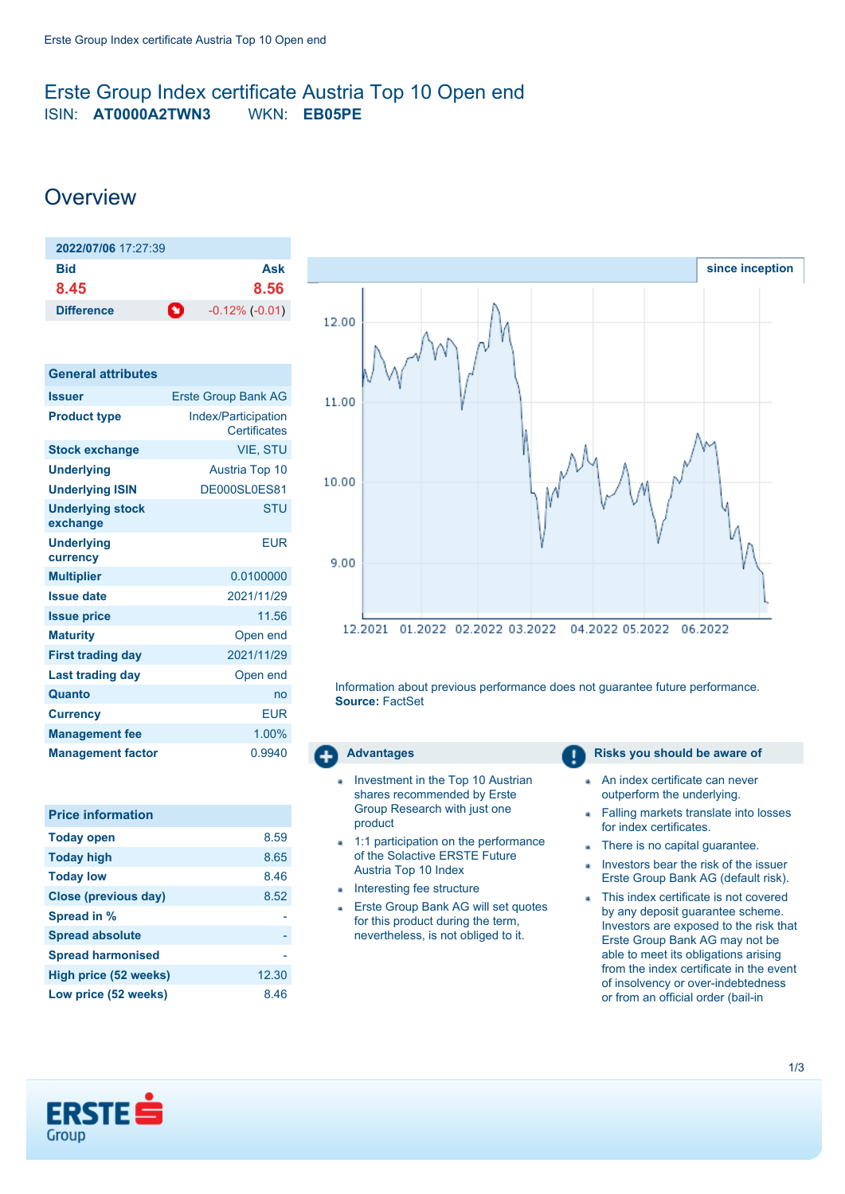# Erste Group Index certificate Austria Top 10 Open end

ISIN: **AT0000A2TWN3** WKN: **EB05PE**

## Overview

| **2022/07/06** 17:27:39 | |
|---|---|
| **Bid** | **Ask** |
| **8.45** | **8.56** |
| **Difference** | -0.12% (-0.01) |

| General attributes | |
|---|---|
| **Issuer** | Erste Group Bank AG |
| **Product type** | Index/Participation Certificates |
| **Stock exchange** | VIE, STU |
| **Underlying** | Austria Top 10 |
| **Underlying ISIN** | DE000SL0ES81 |
| **Underlying stock exchange** | STU |
| **Underlying currency** | EUR |
| **Multiplier** | 0.0100000 |
| **Issue date** | 2021/11/29 |
| **Issue price** | 11.56 |
| **Maturity** | Open end |
| **First trading day** | 2021/11/29 |
| **Last trading day** | Open end |
| **Quanto** | no |
| **Currency** | EUR |
| **Management fee** | 1.00% |
| **Management factor** | 0.9940 |

| Price information | |
|---|---|
| **Today open** | 8.59 |
| **Today high** | 8.65 |
| **Today low** | 8.46 |
| **Close (previous day)** | 8.52 |
| **Spread in %** | - |
| **Spread absolute** | - |
| **Spread harmonised** | - |
| **High price (52 weeks)** | 12.30 |
| **Low price (52 weeks)** | 8.46 |

since inception

Information about previous performance does not guarantee future performance.
**Source:** FactSet

### Advantages

- Investment in the Top 10 Austrian shares recommended by Erste Group Research with just one product
- 1:1 participation on the performance of the Solactive ERSTE Future Austria Top 10 Index
- Interesting fee structure
- Erste Group Bank AG will set quotes for this product during the term, nevertheless, is not obliged to it.

### Risks you should be aware of

- An index certificate can never outperform the underlying.
- Falling markets translate into losses for index certificates.
- There is no capital guarantee.
- Investors bear the risk of the issuer Erste Group Bank AG (default risk).
- This index certificate is not covered by any deposit guarantee scheme. Investors are exposed to the risk that Erste Group Bank AG may not be able to meet its obligations arising from the index certificate in the event of insolvency or over-indebtedness or from an official order (bail-in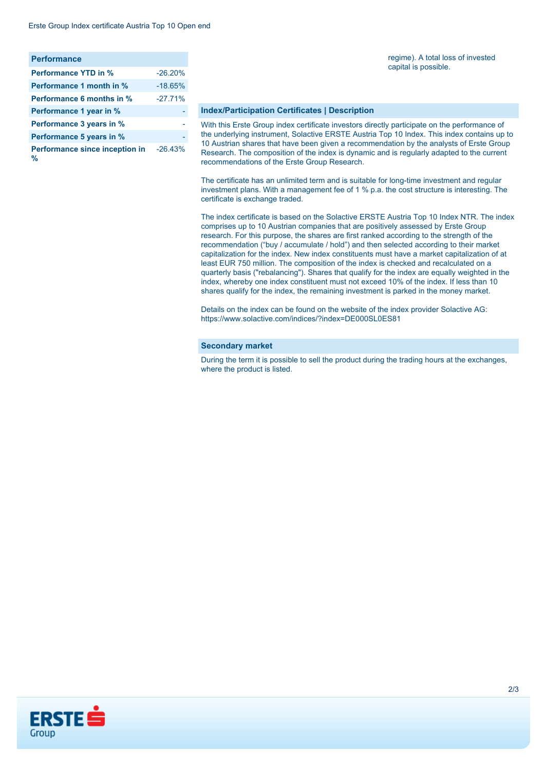| Performance | |
|---|---|
| Performance YTD in % | -26.20% |
| Performance 1 month in % | -18.65% |
| Performance 6 months in % | -27.71% |
| Performance 1 year in % | - |
| Performance 3 years in % | - |
| Performance 5 years in % | - |
| Performance since inception in % | -26.43% |

regime). A total loss of invested capital is possible.

## Index/Participation Certificates | Description

With this Erste Group index certificate investors directly participate on the performance of the underlying instrument, Solactive ERSTE Austria Top 10 Index. This index contains up to 10 Austrian shares that have been given a recommendation by the analysts of Erste Group Research. The composition of the index is dynamic and is regularly adapted to the current recommendations of the Erste Group Research.

The certificate has an unlimited term and is suitable for long-time investment and regular investment plans. With a management fee of 1 % p.a. the cost structure is interesting. The certificate is exchange traded.

The index certificate is based on the Solactive ERSTE Austria Top 10 Index NTR. The index comprises up to 10 Austrian companies that are positively assessed by Erste Group research. For this purpose, the shares are first ranked according to the strength of the recommendation (“buy / accumulate / hold”) and then selected according to their market capitalization for the index. New index constituents must have a market capitalization of at least EUR 750 million. The composition of the index is checked and recalculated on a quarterly basis ("rebalancing"). Shares that qualify for the index are equally weighted in the index, whereby one index constituent must not exceed 10% of the index. If less than 10 shares qualify for the index, the remaining investment is parked in the money market.

Details on the index can be found on the website of the index provider Solactive AG: https://www.solactive.com/indices/?index=DE000SL0ES81

## Secondary market

During the term it is possible to sell the product during the trading hours at the exchanges, where the product is listed.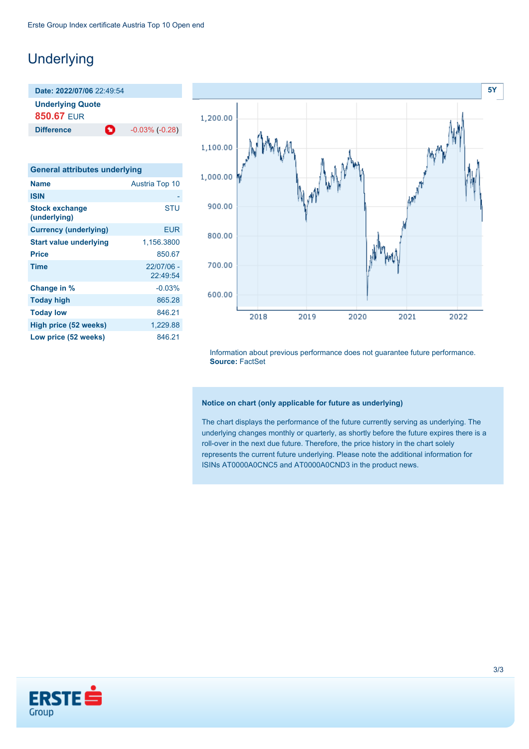Erste Group Index certificate Austria Top 10 Open end

# Underlying

| | |
|---|---|
| **Date: 2022/07/06** 22:49:54 | |
| **Underlying Quote** | |
| **850.67** EUR | |
| **Difference** | -0.03% (-0.28) |

## General attributes underlying

| | |
|---|---|
| **Name** | Austria Top 10 |
| **ISIN** | - |
| **Stock exchange (underlying)** | STU |
| **Currency (underlying)** | EUR |
| **Start value underlying** | 1,156.3800 |
| **Price** | 850.67 |
| **Time** | 22/07/06 - 22:49:54 |
| **Change in %** | -0.03% |
| **Today high** | 865.28 |
| **Today low** | 846.21 |
| **High price (52 weeks)** | 1,229.88 |
| **Low price (52 weeks)** | 846.21 |

5Y

1,200.00
1,100.00
1,000.00
900.00
800.00
700.00
600.00

2018
2019
2020
2021
2022

Information about previous performance does not guarantee future performance.
**Source:** FactSet

**Notice on chart (only applicable for future as underlying)**

The chart displays the performance of the future currently serving as underlying. The underlying changes monthly or quarterly, as shortly before the future expires there is a roll-over in the next due future. Therefore, the price history in the chart solely represents the current future underlying. Please note the additional information for ISINs AT0000A0CNC5 and AT0000A0CND3 in the product news.